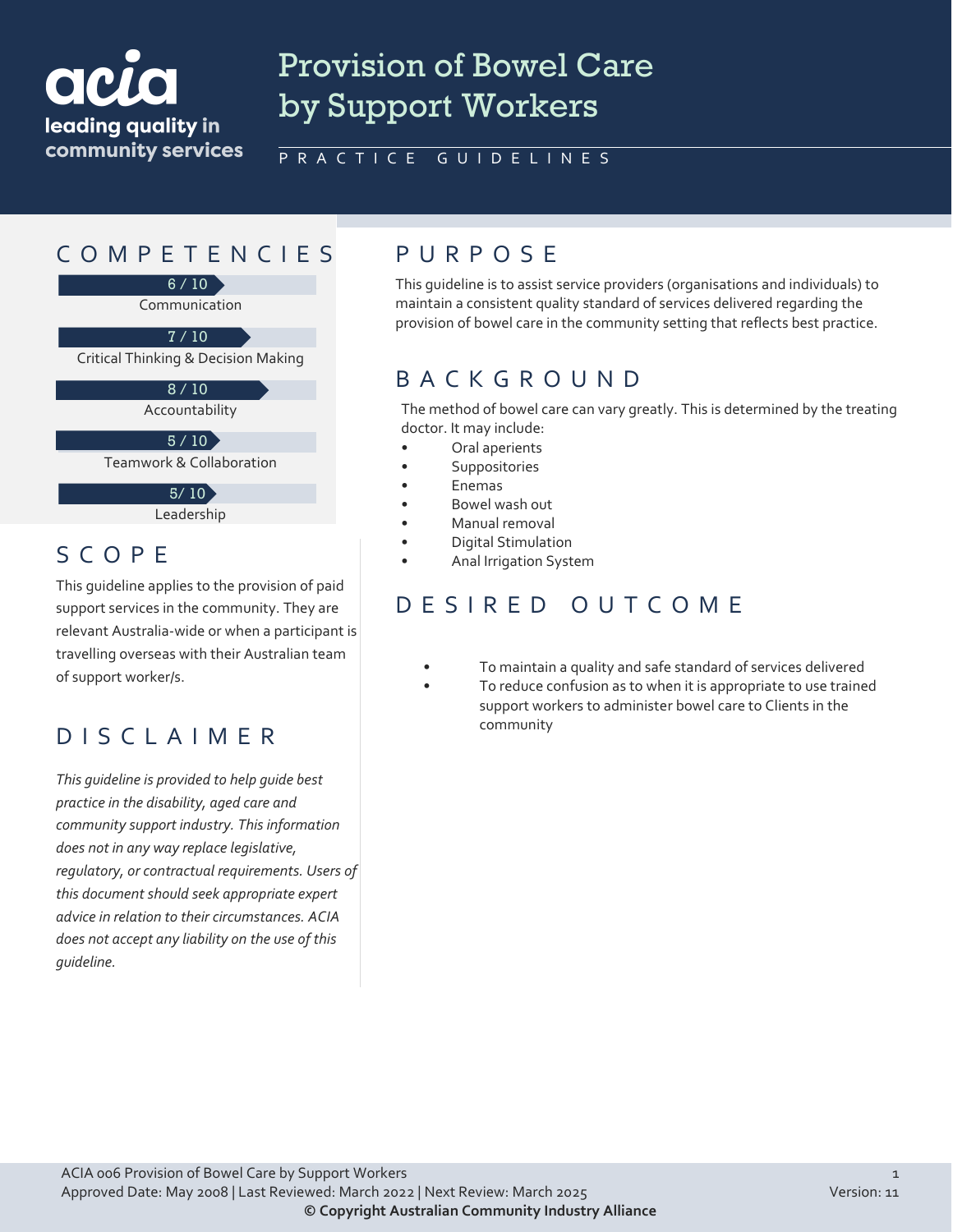# Provision of Bowel Care by Support Workers

PRACTICE GUIDELINES

acia — leading quality in community services

## COMPETENCIES

| Competency | Rating |
|---|---|
| Communication | 6 / 10 |
| Critical Thinking & Decision Making | 7 / 10 |
| Accountability | 8 / 10 |
| Teamwork & Collaboration | 5 / 10 |
| Leadership | 5/ 10 |

## SCOPE

This guideline applies to the provision of paid support services in the community. They are relevant Australia-wide or when a participant is travelling overseas with their Australian team of support worker/s.

## DISCLAIMER

*This guideline is provided to help guide best practice in the disability, aged care and community support industry. This information does not in any way replace legislative, regulatory, or contractual requirements. Users of this document should seek appropriate expert advice in relation to their circumstances. ACIA does not accept any liability on the use of this guideline.*

## PURPOSE

This guideline is to assist service providers (organisations and individuals) to maintain a consistent quality standard of services delivered regarding the provision of bowel care in the community setting that reflects best practice.

## BACKGROUND

The method of bowel care can vary greatly. This is determined by the treating doctor. It may include:

- Oral aperients
- Suppositories
- Enemas
- Bowel wash out
- Manual removal
- Digital Stimulation
- Anal Irrigation System

## DESIRED OUTCOME

- To maintain a quality and safe standard of services delivered
- To reduce confusion as to when it is appropriate to use trained support workers to administer bowel care to Clients in the community

ACIA 006 Provision of Bowel Care by Support Workers
Approved Date: May 2008 | Last Reviewed: March 2022 | Next Review: March 2025
Version: 11
**© Copyright Australian Community Industry Alliance**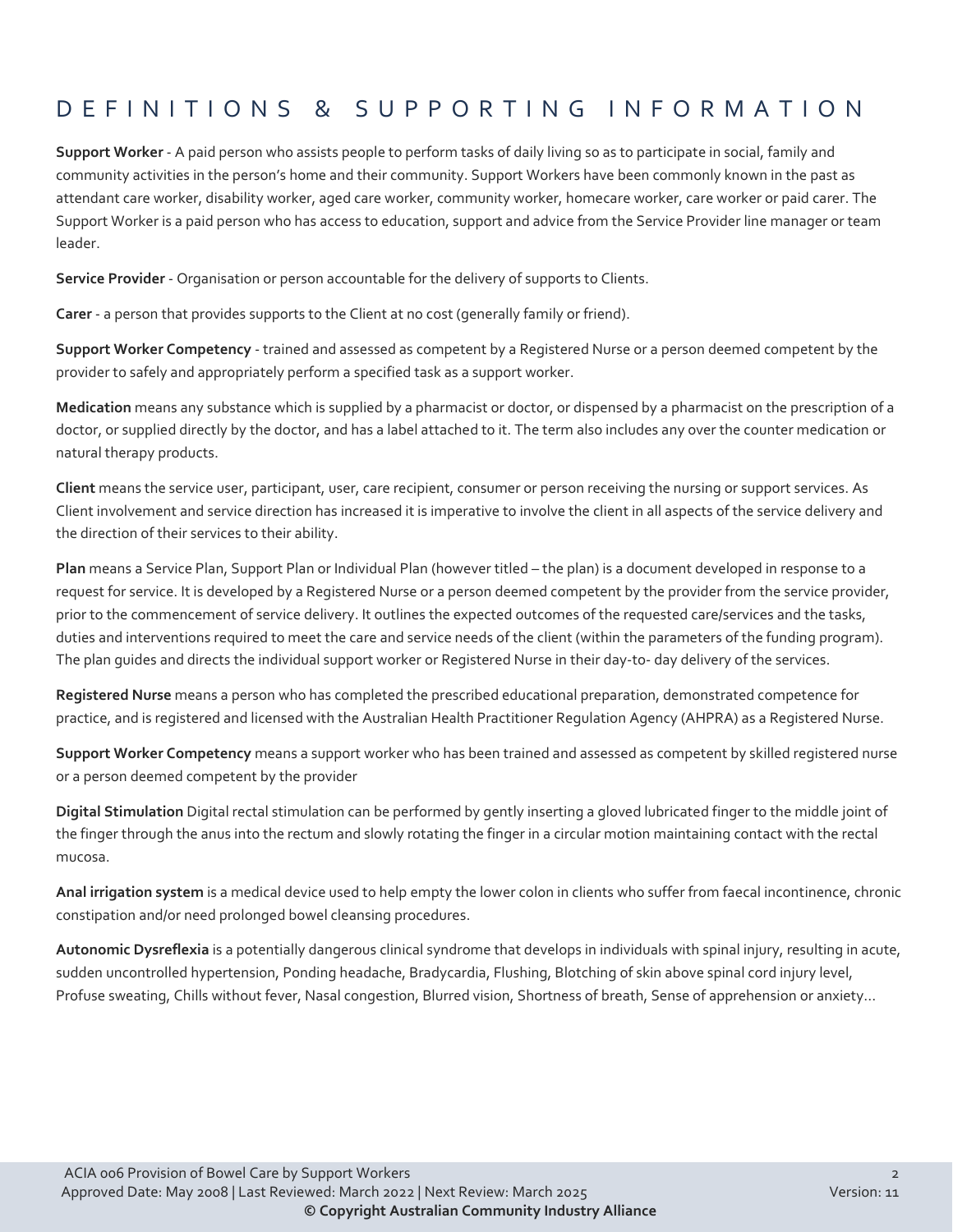# DEFINITIONS & SUPPORTING INFORMATION

**Support Worker** - A paid person who assists people to perform tasks of daily living so as to participate in social, family and community activities in the person's home and their community. Support Workers have been commonly known in the past as attendant care worker, disability worker, aged care worker, community worker, homecare worker, care worker or paid carer. The Support Worker is a paid person who has access to education, support and advice from the Service Provider line manager or team leader.

**Service Provider** - Organisation or person accountable for the delivery of supports to Clients.

**Carer** - a person that provides supports to the Client at no cost (generally family or friend).

**Support Worker Competency** - trained and assessed as competent by a Registered Nurse or a person deemed competent by the provider to safely and appropriately perform a specified task as a support worker.

**Medication** means any substance which is supplied by a pharmacist or doctor, or dispensed by a pharmacist on the prescription of a doctor, or supplied directly by the doctor, and has a label attached to it. The term also includes any over the counter medication or natural therapy products.

**Client** means the service user, participant, user, care recipient, consumer or person receiving the nursing or support services. As Client involvement and service direction has increased it is imperative to involve the client in all aspects of the service delivery and the direction of their services to their ability.

**Plan** means a Service Plan, Support Plan or Individual Plan (however titled – the plan) is a document developed in response to a request for service. It is developed by a Registered Nurse or a person deemed competent by the provider from the service provider, prior to the commencement of service delivery. It outlines the expected outcomes of the requested care/services and the tasks, duties and interventions required to meet the care and service needs of the client (within the parameters of the funding program). The plan guides and directs the individual support worker or Registered Nurse in their day-to- day delivery of the services.

**Registered Nurse** means a person who has completed the prescribed educational preparation, demonstrated competence for practice, and is registered and licensed with the Australian Health Practitioner Regulation Agency (AHPRA) as a Registered Nurse.

**Support Worker Competency** means a support worker who has been trained and assessed as competent by skilled registered nurse or a person deemed competent by the provider

**Digital Stimulation** Digital rectal stimulation can be performed by gently inserting a gloved lubricated finger to the middle joint of the finger through the anus into the rectum and slowly rotating the finger in a circular motion maintaining contact with the rectal mucosa.

**Anal irrigation system** is a medical device used to help empty the lower colon in clients who suffer from faecal incontinence, chronic constipation and/or need prolonged bowel cleansing procedures.

**Autonomic Dysreflexia** is a potentially dangerous clinical syndrome that develops in individuals with spinal injury, resulting in acute, sudden uncontrolled hypertension, Ponding headache, Bradycardia, Flushing, Blotching of skin above spinal cord injury level, Profuse sweating, Chills without fever, Nasal congestion, Blurred vision, Shortness of breath, Sense of apprehension or anxiety…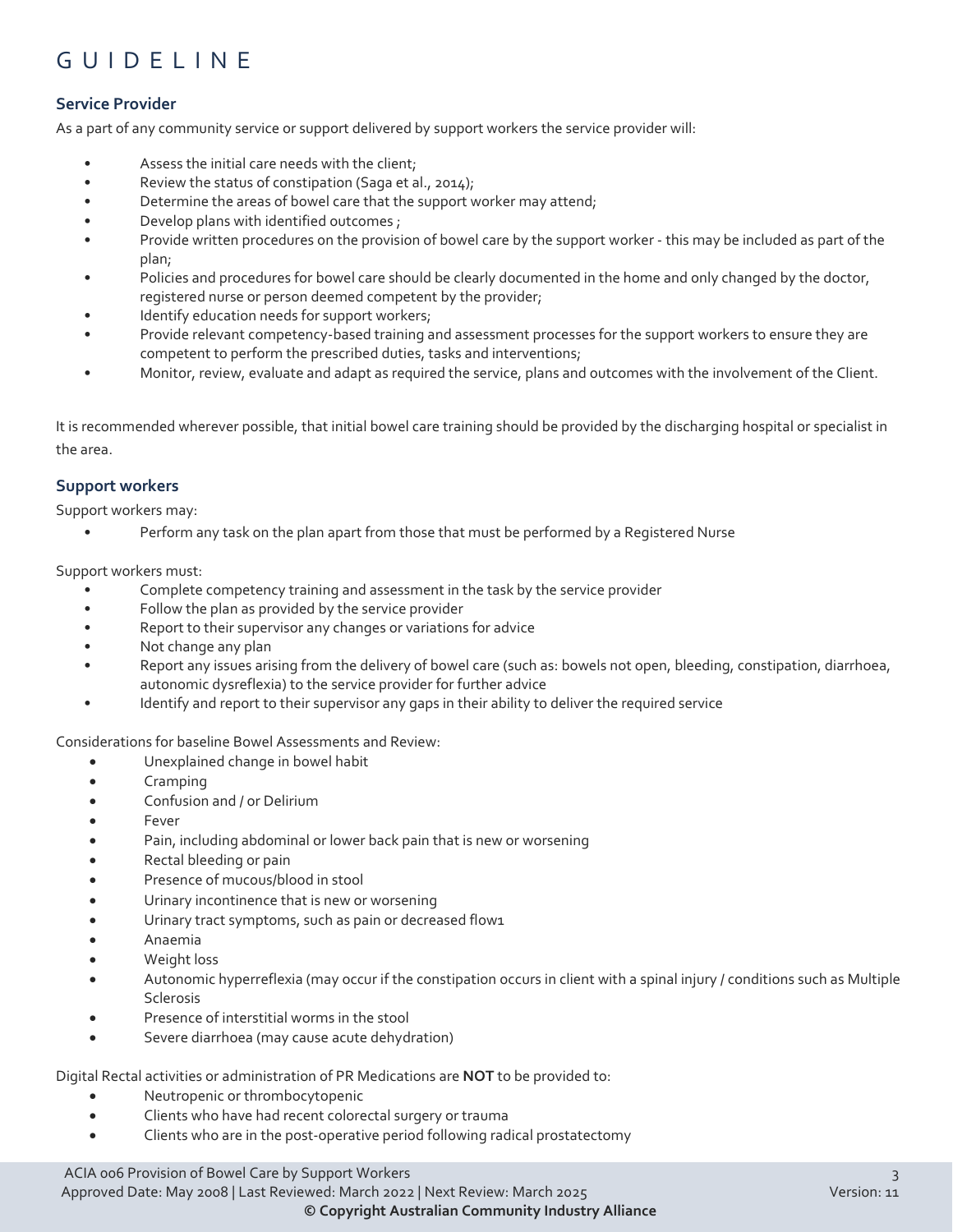# GUIDELINE

### Service Provider

As a part of any community service or support delivered by support workers the service provider will:

- Assess the initial care needs with the client;
- Review the status of constipation (Saga et al., 2014);
- Determine the areas of bowel care that the support worker may attend;
- Develop plans with identified outcomes ;
- Provide written procedures on the provision of bowel care by the support worker - this may be included as part of the plan;
- Policies and procedures for bowel care should be clearly documented in the home and only changed by the doctor, registered nurse or person deemed competent by the provider;
- Identify education needs for support workers;
- Provide relevant competency-based training and assessment processes for the support workers to ensure they are competent to perform the prescribed duties, tasks and interventions;
- Monitor, review, evaluate and adapt as required the service, plans and outcomes with the involvement of the Client.

It is recommended wherever possible, that initial bowel care training should be provided by the discharging hospital or specialist in the area.

### Support workers

Support workers may:

- Perform any task on the plan apart from those that must be performed by a Registered Nurse

Support workers must:

- Complete competency training and assessment in the task by the service provider
- Follow the plan as provided by the service provider
- Report to their supervisor any changes or variations for advice
- Not change any plan
- Report any issues arising from the delivery of bowel care (such as: bowels not open, bleeding, constipation, diarrhoea, autonomic dysreflexia) to the service provider for further advice
- Identify and report to their supervisor any gaps in their ability to deliver the required service

Considerations for baseline Bowel Assessments and Review:

- Unexplained change in bowel habit
- Cramping
- Confusion and / or Delirium
- Fever
- Pain, including abdominal or lower back pain that is new or worsening
- Rectal bleeding or pain
- Presence of mucous/blood in stool
- Urinary incontinence that is new or worsening
- Urinary tract symptoms, such as pain or decreased flow1
- Anaemia
- Weight loss
- Autonomic hyperreflexia (may occur if the constipation occurs in client with a spinal injury / conditions such as Multiple Sclerosis
- Presence of interstitial worms in the stool
- Severe diarrhoea (may cause acute dehydration)

Digital Rectal activities or administration of PR Medications are **NOT** to be provided to:

- Neutropenic or thrombocytopenic
- Clients who have had recent colorectal surgery or trauma
- Clients who are in the post-operative period following radical prostatectomy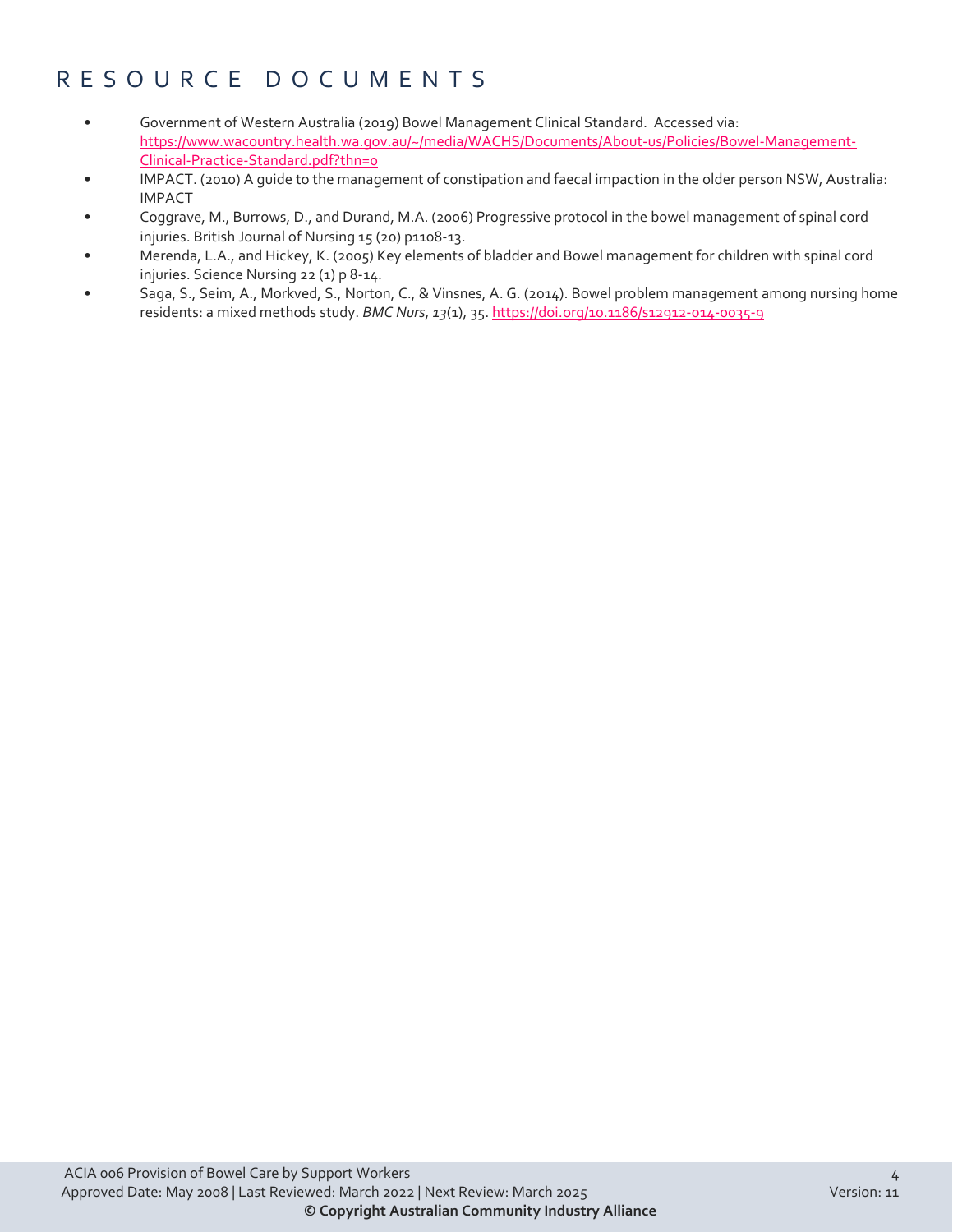# RESOURCE DOCUMENTS

- Government of Western Australia (2019) Bowel Management Clinical Standard. Accessed via: https://www.wacountry.health.wa.gov.au/~/media/WACHS/Documents/About-us/Policies/Bowel-Management-Clinical-Practice-Standard.pdf?thn=0
- IMPACT. (2010) A guide to the management of constipation and faecal impaction in the older person NSW, Australia: IMPACT
- Coggrave, M., Burrows, D., and Durand, M.A. (2006) Progressive protocol in the bowel management of spinal cord injuries. British Journal of Nursing 15 (20) p1108-13.
- Merenda, L.A., and Hickey, K. (2005) Key elements of bladder and Bowel management for children with spinal cord injuries. Science Nursing 22 (1) p 8-14.
- Saga, S., Seim, A., Morkved, S., Norton, C., & Vinsnes, A. G. (2014). Bowel problem management among nursing home residents: a mixed methods study. *BMC Nurs*, *13*(1), 35. https://doi.org/10.1186/s12912-014-0035-9